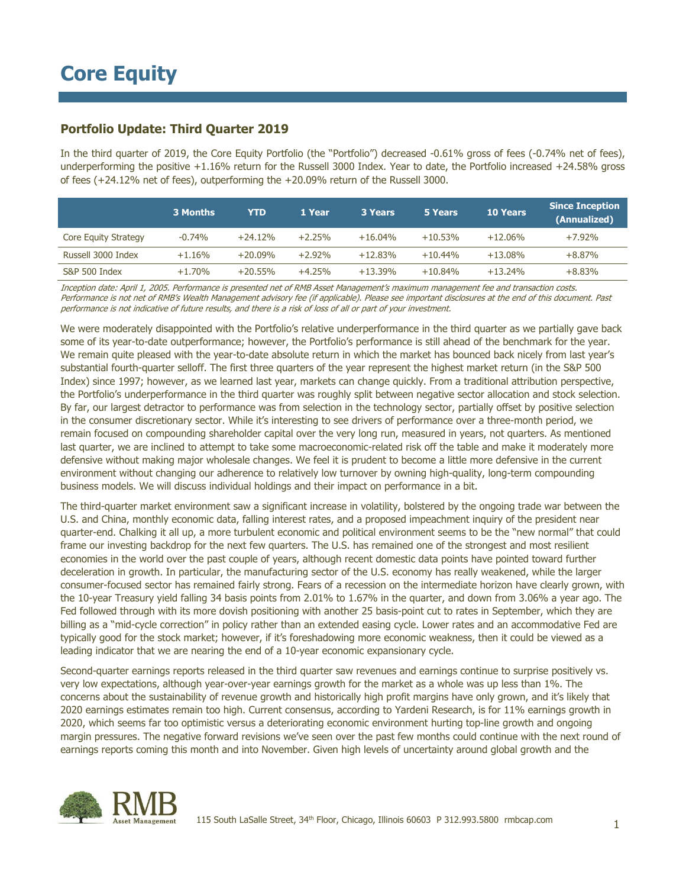# Core Equity

## Portfolio Update: Third Quarter 2019

In the third quarter of 2019, the Core Equity Portfolio (the "Portfolio") decreased -0.61% gross of fees (-0.74% net of fees), underperforming the positive +1.16% return for the Russell 3000 Index. Year to date, the Portfolio increased +24.58% gross of fees (+24.12% net of fees), outperforming the +20.09% return of the Russell 3000.

| | 3 Months | YTD | 1 Year | 3 Years | 5 Years | 10 Years | Since Inception (Annualized) |
|---|---|---|---|---|---|---|---|
| Core Equity Strategy | -0.74% | +24.12% | +2.25% | +16.04% | +10.53% | +12.06% | +7.92% |
| Russell 3000 Index | +1.16% | +20.09% | +2.92% | +12.83% | +10.44% | +13.08% | +8.87% |
| S&P 500 Index | +1.70% | +20.55% | +4.25% | +13.39% | +10.84% | +13.24% | +8.83% |

*Inception date: April 1, 2005. Performance is presented net of RMB Asset Management's maximum management fee and transaction costs. Performance is not net of RMB's Wealth Management advisory fee (if applicable). Please see important disclosures at the end of this document. Past performance is not indicative of future results, and there is a risk of loss of all or part of your investment.*

We were moderately disappointed with the Portfolio's relative underperformance in the third quarter as we partially gave back some of its year-to-date outperformance; however, the Portfolio's performance is still ahead of the benchmark for the year. We remain quite pleased with the year-to-date absolute return in which the market has bounced back nicely from last year's substantial fourth-quarter selloff. The first three quarters of the year represent the highest market return (in the S&P 500 Index) since 1997; however, as we learned last year, markets can change quickly. From a traditional attribution perspective, the Portfolio's underperformance in the third quarter was roughly split between negative sector allocation and stock selection. By far, our largest detractor to performance was from selection in the technology sector, partially offset by positive selection in the consumer discretionary sector. While it's interesting to see drivers of performance over a three-month period, we remain focused on compounding shareholder capital over the very long run, measured in years, not quarters. As mentioned last quarter, we are inclined to attempt to take some macroeconomic-related risk off the table and make it moderately more defensive without making major wholesale changes. We feel it is prudent to become a little more defensive in the current environment without changing our adherence to relatively low turnover by owning high-quality, long-term compounding business models. We will discuss individual holdings and their impact on performance in a bit.

The third-quarter market environment saw a significant increase in volatility, bolstered by the ongoing trade war between the U.S. and China, monthly economic data, falling interest rates, and a proposed impeachment inquiry of the president near quarter-end. Chalking it all up, a more turbulent economic and political environment seems to be the "new normal" that could frame our investing backdrop for the next few quarters. The U.S. has remained one of the strongest and most resilient economies in the world over the past couple of years, although recent domestic data points have pointed toward further deceleration in growth. In particular, the manufacturing sector of the U.S. economy has really weakened, while the larger consumer-focused sector has remained fairly strong. Fears of a recession on the intermediate horizon have clearly grown, with the 10-year Treasury yield falling 34 basis points from 2.01% to 1.67% in the quarter, and down from 3.06% a year ago. The Fed followed through with its more dovish positioning with another 25 basis-point cut to rates in September, which they are billing as a "mid-cycle correction" in policy rather than an extended easing cycle. Lower rates and an accommodative Fed are typically good for the stock market; however, if it's foreshadowing more economic weakness, then it could be viewed as a leading indicator that we are nearing the end of a 10-year economic expansionary cycle.

Second-quarter earnings reports released in the third quarter saw revenues and earnings continue to surprise positively vs. very low expectations, although year-over-year earnings growth for the market as a whole was up less than 1%. The concerns about the sustainability of revenue growth and historically high profit margins have only grown, and it's likely that 2020 earnings estimates remain too high. Current consensus, according to Yardeni Research, is for 11% earnings growth in 2020, which seems far too optimistic versus a deteriorating economic environment hurting top-line growth and ongoing margin pressures. The negative forward revisions we've seen over the past few months could continue with the next round of earnings reports coming this month and into November. Given high levels of uncertainty around global growth and the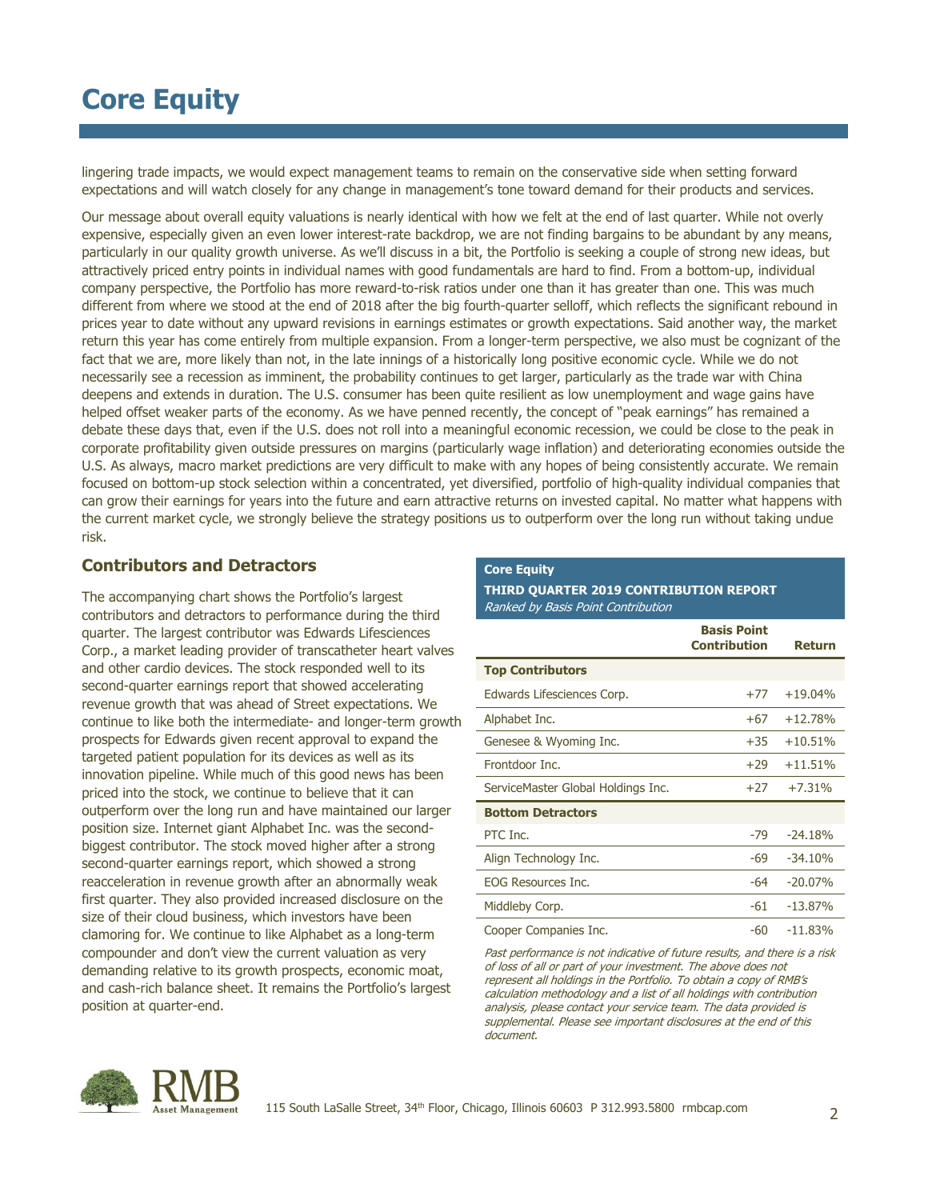# Core Equity

lingering trade impacts, we would expect management teams to remain on the conservative side when setting forward expectations and will watch closely for any change in management's tone toward demand for their products and services.

Our message about overall equity valuations is nearly identical with how we felt at the end of last quarter. While not overly expensive, especially given an even lower interest-rate backdrop, we are not finding bargains to be abundant by any means, particularly in our quality growth universe. As we'll discuss in a bit, the Portfolio is seeking a couple of strong new ideas, but attractively priced entry points in individual names with good fundamentals are hard to find. From a bottom-up, individual company perspective, the Portfolio has more reward-to-risk ratios under one than it has greater than one. This was much different from where we stood at the end of 2018 after the big fourth-quarter selloff, which reflects the significant rebound in prices year to date without any upward revisions in earnings estimates or growth expectations. Said another way, the market return this year has come entirely from multiple expansion. From a longer-term perspective, we also must be cognizant of the fact that we are, more likely than not, in the late innings of a historically long positive economic cycle. While we do not necessarily see a recession as imminent, the probability continues to get larger, particularly as the trade war with China deepens and extends in duration. The U.S. consumer has been quite resilient as low unemployment and wage gains have helped offset weaker parts of the economy. As we have penned recently, the concept of "peak earnings" has remained a debate these days that, even if the U.S. does not roll into a meaningful economic recession, we could be close to the peak in corporate profitability given outside pressures on margins (particularly wage inflation) and deteriorating economies outside the U.S. As always, macro market predictions are very difficult to make with any hopes of being consistently accurate. We remain focused on bottom-up stock selection within a concentrated, yet diversified, portfolio of high-quality individual companies that can grow their earnings for years into the future and earn attractive returns on invested capital. No matter what happens with the current market cycle, we strongly believe the strategy positions us to outperform over the long run without taking undue risk.

## Contributors and Detractors

The accompanying chart shows the Portfolio's largest contributors and detractors to performance during the third quarter. The largest contributor was Edwards Lifesciences Corp., a market leading provider of transcatheter heart valves and other cardio devices. The stock responded well to its second-quarter earnings report that showed accelerating revenue growth that was ahead of Street expectations. We continue to like both the intermediate- and longer-term growth prospects for Edwards given recent approval to expand the targeted patient population for its devices as well as its innovation pipeline. While much of this good news has been priced into the stock, we continue to believe that it can outperform over the long run and have maintained our larger position size. Internet giant Alphabet Inc. was the second-biggest contributor. The stock moved higher after a strong second-quarter earnings report, which showed a strong reacceleration in revenue growth after an abnormally weak first quarter. They also provided increased disclosure on the size of their cloud business, which investors have been clamoring for. We continue to like Alphabet as a long-term compounder and don't view the current valuation as very demanding relative to its growth prospects, economic moat, and cash-rich balance sheet. It remains the Portfolio's largest position at quarter-end.

**Core Equity**
**THIRD QUARTER 2019 CONTRIBUTION REPORT**
*Ranked by Basis Point Contribution*

| | Basis Point Contribution | Return |
|---|---|---|
| **Top Contributors** | | |
| Edwards Lifesciences Corp. | +77 | +19.04% |
| Alphabet Inc. | +67 | +12.78% |
| Genesee & Wyoming Inc. | +35 | +10.51% |
| Frontdoor Inc. | +29 | +11.51% |
| ServiceMaster Global Holdings Inc. | +27 | +7.31% |
| **Bottom Detractors** | | |
| PTC Inc. | -79 | -24.18% |
| Align Technology Inc. | -69 | -34.10% |
| EOG Resources Inc. | -64 | -20.07% |
| Middleby Corp. | -61 | -13.87% |
| Cooper Companies Inc. | -60 | -11.83% |

*Past performance is not indicative of future results, and there is a risk of loss of all or part of your investment. The above does not represent all holdings in the Portfolio. To obtain a copy of RMB's calculation methodology and a list of all holdings with contribution analysis, please contact your service team. The data provided is supplemental. Please see important disclosures at the end of this document.*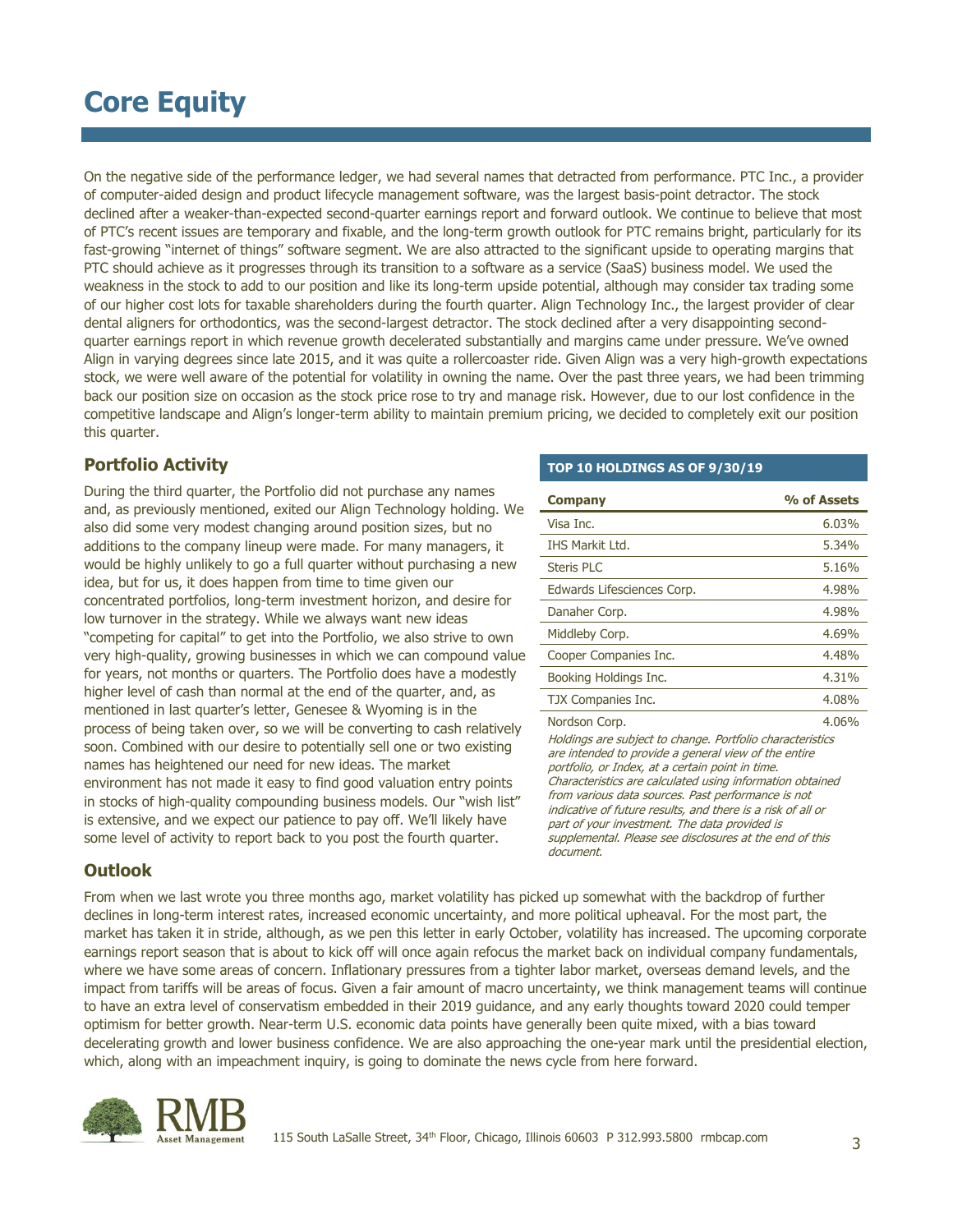# Core Equity

On the negative side of the performance ledger, we had several names that detracted from performance. PTC Inc., a provider of computer-aided design and product lifecycle management software, was the largest basis-point detractor. The stock declined after a weaker-than-expected second-quarter earnings report and forward outlook. We continue to believe that most of PTC's recent issues are temporary and fixable, and the long-term growth outlook for PTC remains bright, particularly for its fast-growing "internet of things" software segment. We are also attracted to the significant upside to operating margins that PTC should achieve as it progresses through its transition to a software as a service (SaaS) business model. We used the weakness in the stock to add to our position and like its long-term upside potential, although may consider tax trading some of our higher cost lots for taxable shareholders during the fourth quarter. Align Technology Inc., the largest provider of clear dental aligners for orthodontics, was the second-largest detractor. The stock declined after a very disappointing second-quarter earnings report in which revenue growth decelerated substantially and margins came under pressure. We've owned Align in varying degrees since late 2015, and it was quite a rollercoaster ride. Given Align was a very high-growth expectations stock, we were well aware of the potential for volatility in owning the name. Over the past three years, we had been trimming back our position size on occasion as the stock price rose to try and manage risk. However, due to our lost confidence in the competitive landscape and Align's longer-term ability to maintain premium pricing, we decided to completely exit our position this quarter.

## Portfolio Activity

During the third quarter, the Portfolio did not purchase any names and, as previously mentioned, exited our Align Technology holding. We also did some very modest changing around position sizes, but no additions to the company lineup were made. For many managers, it would be highly unlikely to go a full quarter without purchasing a new idea, but for us, it does happen from time to time given our concentrated portfolios, long-term investment horizon, and desire for low turnover in the strategy. While we always want new ideas "competing for capital" to get into the Portfolio, we also strive to own very high-quality, growing businesses in which we can compound value for years, not months or quarters. The Portfolio does have a modestly higher level of cash than normal at the end of the quarter, and, as mentioned in last quarter's letter, Genesee & Wyoming is in the process of being taken over, so we will be converting to cash relatively soon. Combined with our desire to potentially sell one or two existing names has heightened our need for new ideas. The market environment has not made it easy to find good valuation entry points in stocks of high-quality compounding business models. Our "wish list" is extensive, and we expect our patience to pay off. We'll likely have some level of activity to report back to you post the fourth quarter.

**TOP 10 HOLDINGS AS OF 9/30/19**

| Company | % of Assets |
|---|---|
| Visa Inc. | 6.03% |
| IHS Markit Ltd. | 5.34% |
| Steris PLC | 5.16% |
| Edwards Lifesciences Corp. | 4.98% |
| Danaher Corp. | 4.98% |
| Middleby Corp. | 4.69% |
| Cooper Companies Inc. | 4.48% |
| Booking Holdings Inc. | 4.31% |
| TJX Companies Inc. | 4.08% |
| Nordson Corp. | 4.06% |

*Holdings are subject to change. Portfolio characteristics are intended to provide a general view of the entire portfolio, or Index, at a certain point in time. Characteristics are calculated using information obtained from various data sources. Past performance is not indicative of future results, and there is a risk of all or part of your investment. The data provided is supplemental. Please see disclosures at the end of this document.*

## Outlook

From when we last wrote you three months ago, market volatility has picked up somewhat with the backdrop of further declines in long-term interest rates, increased economic uncertainty, and more political upheaval. For the most part, the market has taken it in stride, although, as we pen this letter in early October, volatility has increased. The upcoming corporate earnings report season that is about to kick off will once again refocus the market back on individual company fundamentals, where we have some areas of concern. Inflationary pressures from a tighter labor market, overseas demand levels, and the impact from tariffs will be areas of focus. Given a fair amount of macro uncertainty, we think management teams will continue to have an extra level of conservatism embedded in their 2019 guidance, and any early thoughts toward 2020 could temper optimism for better growth. Near-term U.S. economic data points have generally been quite mixed, with a bias toward decelerating growth and lower business confidence. We are also approaching the one-year mark until the presidential election, which, along with an impeachment inquiry, is going to dominate the news cycle from here forward.

RMB Asset Management 115 South LaSalle Street, 34th Floor, Chicago, Illinois 60603 P 312.993.5800 rmbcap.com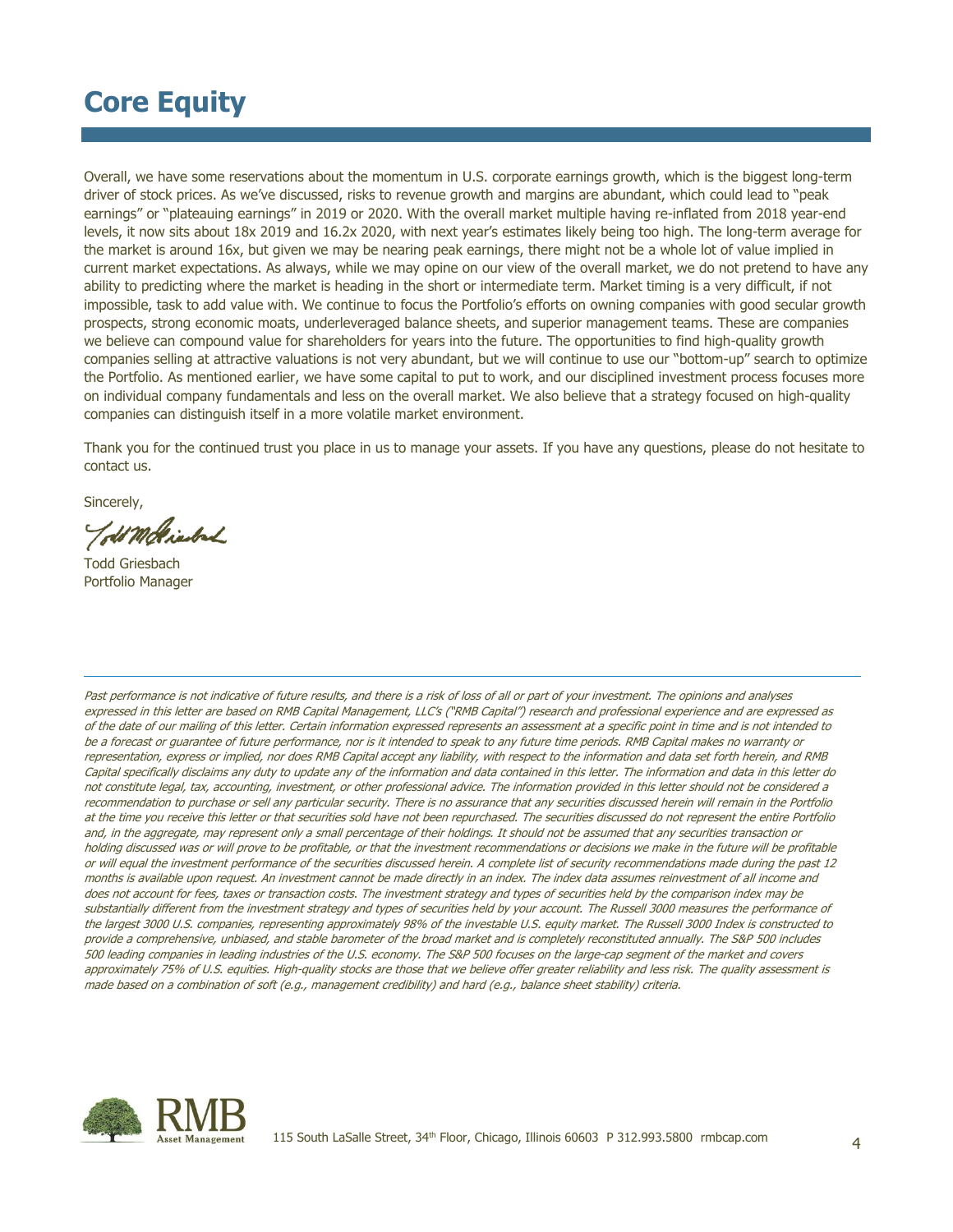# Core Equity

Overall, we have some reservations about the momentum in U.S. corporate earnings growth, which is the biggest long-term driver of stock prices. As we've discussed, risks to revenue growth and margins are abundant, which could lead to "peak earnings" or "plateauing earnings" in 2019 or 2020. With the overall market multiple having re-inflated from 2018 year-end levels, it now sits about 18x 2019 and 16.2x 2020, with next year's estimates likely being too high. The long-term average for the market is around 16x, but given we may be nearing peak earnings, there might not be a whole lot of value implied in current market expectations. As always, while we may opine on our view of the overall market, we do not pretend to have any ability to predicting where the market is heading in the short or intermediate term. Market timing is a very difficult, if not impossible, task to add value with. We continue to focus the Portfolio's efforts on owning companies with good secular growth prospects, strong economic moats, underleveraged balance sheets, and superior management teams. These are companies we believe can compound value for shareholders for years into the future. The opportunities to find high-quality growth companies selling at attractive valuations is not very abundant, but we will continue to use our "bottom-up" search to optimize the Portfolio. As mentioned earlier, we have some capital to put to work, and our disciplined investment process focuses more on individual company fundamentals and less on the overall market. We also believe that a strategy focused on high-quality companies can distinguish itself in a more volatile market environment.

Thank you for the continued trust you place in us to manage your assets. If you have any questions, please do not hesitate to contact us.

Sincerely,

Todd Griesbach
Portfolio Manager

---

*Past performance is not indicative of future results, and there is a risk of loss of all or part of your investment. The opinions and analyses expressed in this letter are based on RMB Capital Management, LLC's ("RMB Capital") research and professional experience and are expressed as of the date of our mailing of this letter. Certain information expressed represents an assessment at a specific point in time and is not intended to be a forecast or guarantee of future performance, nor is it intended to speak to any future time periods. RMB Capital makes no warranty or representation, express or implied, nor does RMB Capital accept any liability, with respect to the information and data set forth herein, and RMB Capital specifically disclaims any duty to update any of the information and data contained in this letter. The information and data in this letter do not constitute legal, tax, accounting, investment, or other professional advice. The information provided in this letter should not be considered a recommendation to purchase or sell any particular security. There is no assurance that any securities discussed herein will remain in the Portfolio at the time you receive this letter or that securities sold have not been repurchased. The securities discussed do not represent the entire Portfolio and, in the aggregate, may represent only a small percentage of their holdings. It should not be assumed that any securities transaction or holding discussed was or will prove to be profitable, or that the investment recommendations or decisions we make in the future will be profitable or will equal the investment performance of the securities discussed herein. A complete list of security recommendations made during the past 12 months is available upon request. An investment cannot be made directly in an index. The index data assumes reinvestment of all income and does not account for fees, taxes or transaction costs. The investment strategy and types of securities held by the comparison index may be substantially different from the investment strategy and types of securities held by your account. The Russell 3000 measures the performance of the largest 3000 U.S. companies, representing approximately 98% of the investable U.S. equity market. The Russell 3000 Index is constructed to provide a comprehensive, unbiased, and stable barometer of the broad market and is completely reconstituted annually. The S&P 500 includes 500 leading companies in leading industries of the U.S. economy. The S&P 500 focuses on the large-cap segment of the market and covers approximately 75% of U.S. equities. High-quality stocks are those that we believe offer greater reliability and less risk. The quality assessment is made based on a combination of soft (e.g., management credibility) and hard (e.g., balance sheet stability) criteria.*

RMB Asset Management

115 South LaSalle Street, 34th Floor, Chicago, Illinois 60603 P 312.993.5800 rmbcap.com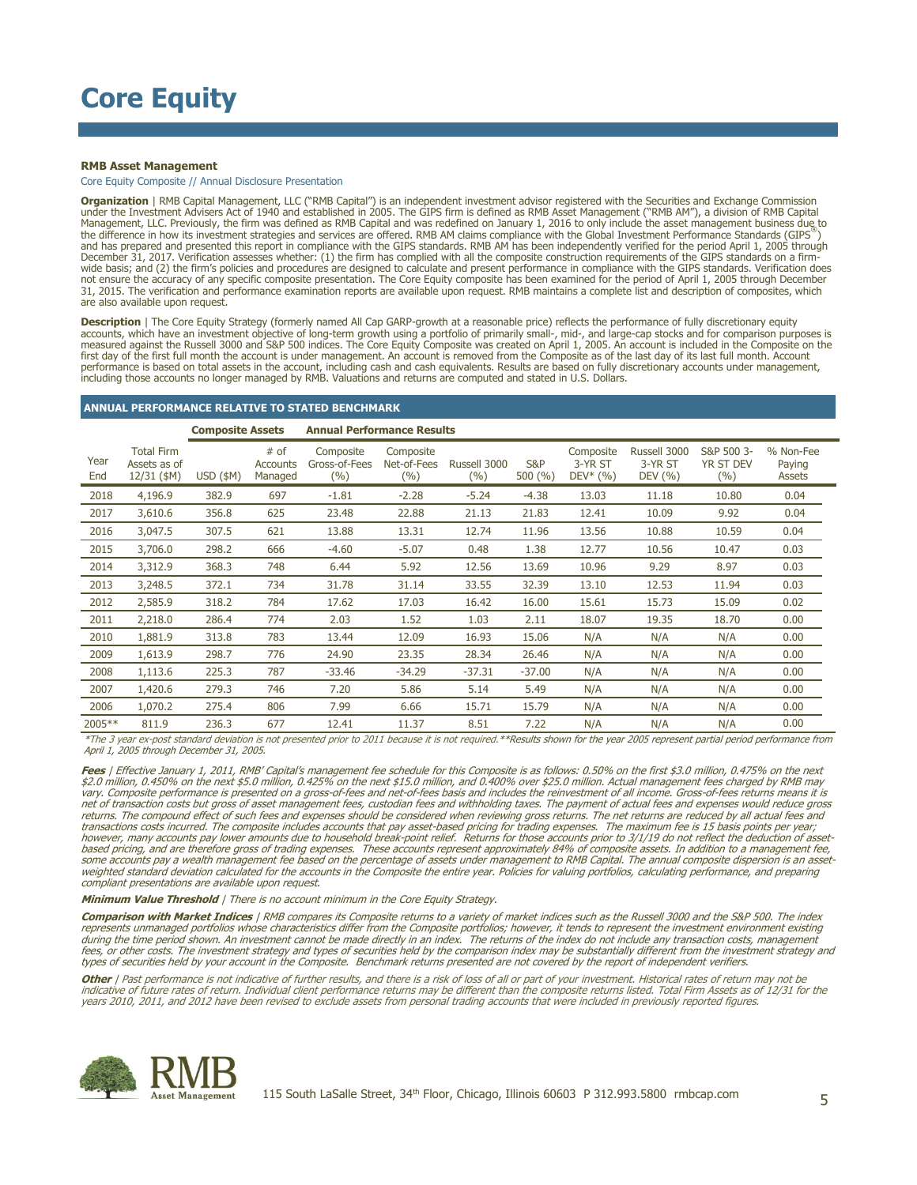// Core Equity

**RMB Asset Management**

Core Equity Composite // Annual Disclosure Presentation

**Organization** | RMB Capital Management, LLC ("RMB Capital") is an independent investment advisor registered with the Securities and Exchange Commission under the Investment Advisers Act of 1940 and established in 2005. The GIPS firm is defined as RMB Asset Management ("RMB AM"), a division of RMB Capital Management, LLC. Previously, the firm was defined as RMB Capital and was redefined on January 1, 2016 to only include the asset management business due to the difference in how its investment strategies and services are offered. RMB AM claims compliance with the Global Investment Performance Standards (GIPS®) and has prepared and presented this report in compliance with the GIPS standards. RMB AM has been independently verified for the period April 1, 2005 through December 31, 2017. Verification assesses whether: (1) the firm has complied with all the composite construction requirements of the GIPS standards on a firm-wide basis; and (2) the firm's policies and procedures are designed to calculate and present performance in compliance with the GIPS standards. Verification does not ensure the accuracy of any specific composite presentation. The Core Equity composite has been examined for the period of April 1, 2005 through December 31, 2015. The verification and performance examination reports are available upon request. RMB maintains a complete list and description of composites, which are also available upon request.

**Description** | The Core Equity Strategy (formerly named All Cap GARP-growth at a reasonable price) reflects the performance of fully discretionary equity accounts, which have an investment objective of long-term growth using a portfolio of primarily small-, mid-, and large-cap stocks and for comparison purposes is measured against the Russell 3000 and S&P 500 indices. The Core Equity Composite was created on April 1, 2005. An account is included in the Composite on the first day of the first full month the account is under management. An account is removed from the Composite as of the last day of its last full month. Account performance is based on total assets in the account, including cash and cash equivalents. Results are based on fully discretionary accounts under management, including those accounts no longer managed by RMB. Valuations and returns are computed and stated in U.S. Dollars.

**ANNUAL PERFORMANCE RELATIVE TO STATED BENCHMARK**

| | | Composite Assets | | Annual Performance Results | | | | | | | |
|---|---|---|---|---|---|---|---|---|---|---|---|
| Year End | Total Firm Assets as of 12/31 ($M) | USD ($M) | # of Accounts Managed | Composite Gross-of-Fees (%) | Composite Net-of-Fees (%) | Russell 3000 (%) | S&P 500 (%) | Composite 3-YR ST DEV* (%) | Russell 3000 3-YR ST DEV (%) | S&P 500 3-YR ST DEV (%) | % Non-Fee Paying Assets |
| 2018 | 4,196.9 | 382.9 | 697 | -1.81 | -2.28 | -5.24 | -4.38 | 13.03 | 11.18 | 10.80 | 0.04 |
| 2017 | 3,610.6 | 356.8 | 625 | 23.48 | 22.88 | 21.13 | 21.83 | 12.41 | 10.09 | 9.92 | 0.04 |
| 2016 | 3,047.5 | 307.5 | 621 | 13.88 | 13.31 | 12.74 | 11.96 | 13.56 | 10.88 | 10.59 | 0.04 |
| 2015 | 3,706.0 | 298.2 | 666 | -4.60 | -5.07 | 0.48 | 1.38 | 12.77 | 10.56 | 10.47 | 0.03 |
| 2014 | 3,312.9 | 368.3 | 748 | 6.44 | 5.92 | 12.56 | 13.69 | 10.96 | 9.29 | 8.97 | 0.03 |
| 2013 | 3,248.5 | 372.1 | 734 | 31.78 | 31.14 | 33.55 | 32.39 | 13.10 | 12.53 | 11.94 | 0.03 |
| 2012 | 2,585.9 | 318.2 | 784 | 17.62 | 17.03 | 16.42 | 16.00 | 15.61 | 15.73 | 15.09 | 0.02 |
| 2011 | 2,218.0 | 286.4 | 774 | 2.03 | 1.52 | 1.03 | 2.11 | 18.07 | 19.35 | 18.70 | 0.00 |
| 2010 | 1,881.9 | 313.8 | 783 | 13.44 | 12.09 | 16.93 | 15.06 | N/A | N/A | N/A | 0.00 |
| 2009 | 1,613.9 | 298.7 | 776 | 24.90 | 23.35 | 28.34 | 26.46 | N/A | N/A | N/A | 0.00 |
| 2008 | 1,113.6 | 225.3 | 787 | -33.46 | -34.29 | -37.31 | -37.00 | N/A | N/A | N/A | 0.00 |
| 2007 | 1,420.6 | 279.3 | 746 | 7.20 | 5.86 | 5.14 | 5.49 | N/A | N/A | N/A | 0.00 |
| 2006 | 1,070.2 | 275.4 | 806 | 7.99 | 6.66 | 15.71 | 15.79 | N/A | N/A | N/A | 0.00 |
| 2005** | 811.9 | 236.3 | 677 | 12.41 | 11.37 | 8.51 | 7.22 | N/A | N/A | N/A | 0.00 |

*\*The 3 year ex-post standard deviation is not presented prior to 2011 because it is not required.\*\*Results shown for the year 2005 represent partial period performance from April 1, 2005 through December 31, 2005.*

***Fees*** *| Effective January 1, 2011, RMB' Capital's management fee schedule for this Composite is as follows: 0.50% on the first $3.0 million, 0.475% on the next $2.0 million, 0.450% on the next $5.0 million, 0.425% on the next $15.0 million, and 0.400% over $25.0 million. Actual management fees charged by RMB may vary. Composite performance is presented on a gross-of-fees and net-of-fees basis and includes the reinvestment of all income. Gross-of-fees returns means it is net of transaction costs but gross of asset management fees, custodian fees and withholding taxes. The payment of actual fees and expenses would reduce gross returns. The compound effect of such fees and expenses should be considered when reviewing gross returns. The net returns are reduced by all actual fees and transactions costs incurred. The composite includes accounts that pay asset-based pricing for trading expenses. The maximum fee is 15 basis points per year; however, many accounts pay lower amounts due to household break-point relief. Returns for those accounts prior to 3/1/19 do not reflect the deduction of asset-based pricing, and are therefore gross of trading expenses. These accounts represent approximately 84% of composite assets. In addition to a management fee, some accounts pay a wealth management fee based on the percentage of assets under management to RMB Capital. The annual composite dispersion is an asset-weighted standard deviation calculated for the accounts in the Composite the entire year. Policies for valuing portfolios, calculating performance, and preparing compliant presentations are available upon request.*

***Minimum Value Threshold*** *| There is no account minimum in the Core Equity Strategy.*

***Comparison with Market Indices*** *| RMB compares its Composite returns to a variety of market indices such as the Russell 3000 and the S&P 500. The index represents unmanaged portfolios whose characteristics differ from the Composite portfolios; however, it tends to represent the investment environment existing during the time period shown. An investment cannot be made directly in an index. The returns of the index do not include any transaction costs, management fees, or other costs. The investment strategy and types of securities held by the comparison index may be substantially different from the investment strategy and types of securities held by your account in the Composite. Benchmark returns presented are not covered by the report of independent verifiers.*

***Other*** *| Past performance is not indicative of further results, and there is a risk of loss of all or part of your investment. Historical rates of return may not be indicative of future rates of return. Individual client performance returns may be different than the composite returns listed. Total Firm Assets as of 12/31 for the years 2010, 2011, and 2012 have been revised to exclude assets from personal trading accounts that were included in previously reported figures.*

RMB Asset Management

115 South LaSalle Street, 34th Floor, Chicago, Illinois 60603 P 312.993.5800 rmbcap.com